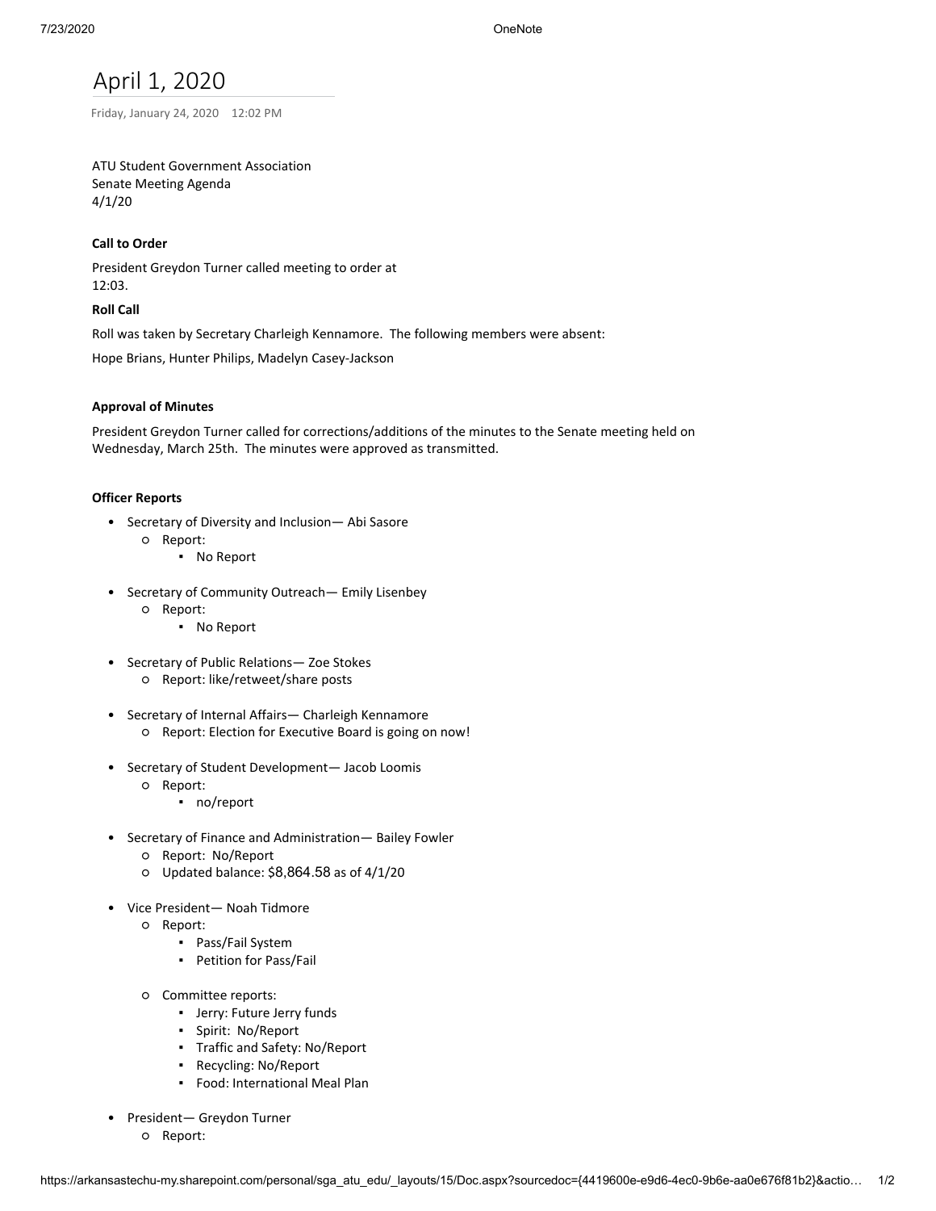# April 1, 2020

Friday, January 24, 2020 12:02 PM

ATU Student Government Association
Senate Meeting Agenda
4/1/20

**Call to Order**

President Greydon Turner called meeting to order at 12:03.

**Roll Call**

Roll was taken by Secretary Charleigh Kennamore. The following members were absent:

Hope Brians, Hunter Philips, Madelyn Casey-Jackson

**Approval of Minutes**

President Greydon Turner called for corrections/additions of the minutes to the Senate meeting held on Wednesday, March 25th. The minutes were approved as transmitted.

**Officer Reports**

- Secretary of Diversity and Inclusion— Abi Sasore
  - Report:
    - No Report
- Secretary of Community Outreach— Emily Lisenbey
  - Report:
    - No Report
- Secretary of Public Relations— Zoe Stokes
  - Report: like/retweet/share posts
- Secretary of Internal Affairs— Charleigh Kennamore
  - Report: Election for Executive Board is going on now!
- Secretary of Student Development— Jacob Loomis
  - Report:
    - no/report
- Secretary of Finance and Administration— Bailey Fowler
  - Report: No/Report
  - Updated balance: $8,864.58 as of 4/1/20
- Vice President— Noah Tidmore
  - Report:
    - Pass/Fail System
    - Petition for Pass/Fail
  - Committee reports:
    - Jerry: Future Jerry funds
    - Spirit: No/Report
    - Traffic and Safety: No/Report
    - Recycling: No/Report
    - Food: International Meal Plan
- President— Greydon Turner
  - Report: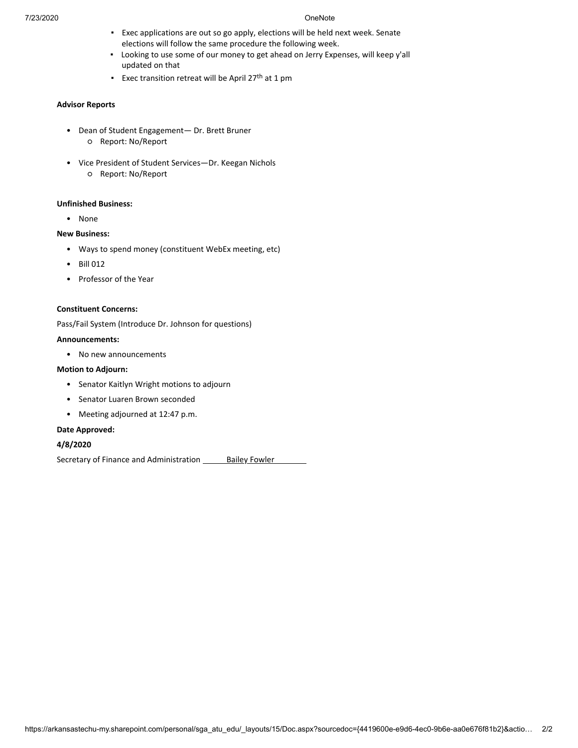- Exec applications are out so go apply, elections will be held next week. Senate elections will follow the same procedure the following week.
- Looking to use some of our money to get ahead on Jerry Expenses, will keep y'all updated on that
- Exec transition retreat will be April 27th at 1 pm

**Advisor Reports**

- Dean of Student Engagement— Dr. Brett Bruner
  - Report: No/Report
- Vice President of Student Services—Dr. Keegan Nichols
  - Report: No/Report

**Unfinished Business:**

- None

**New Business:**

- Ways to spend money (constituent WebEx meeting, etc)
- Bill 012
- Professor of the Year

**Constituent Concerns:**

Pass/Fail System (Introduce Dr. Johnson for questions)

**Announcements:**

- No new announcements

**Motion to Adjourn:**

- Senator Kaitlyn Wright motions to adjourn
- Senator Luaren Brown seconded
- Meeting adjourned at 12:47 p.m.

**Date Approved:**

**4/8/2020**

Secretary of Finance and Administration Bailey Fowler